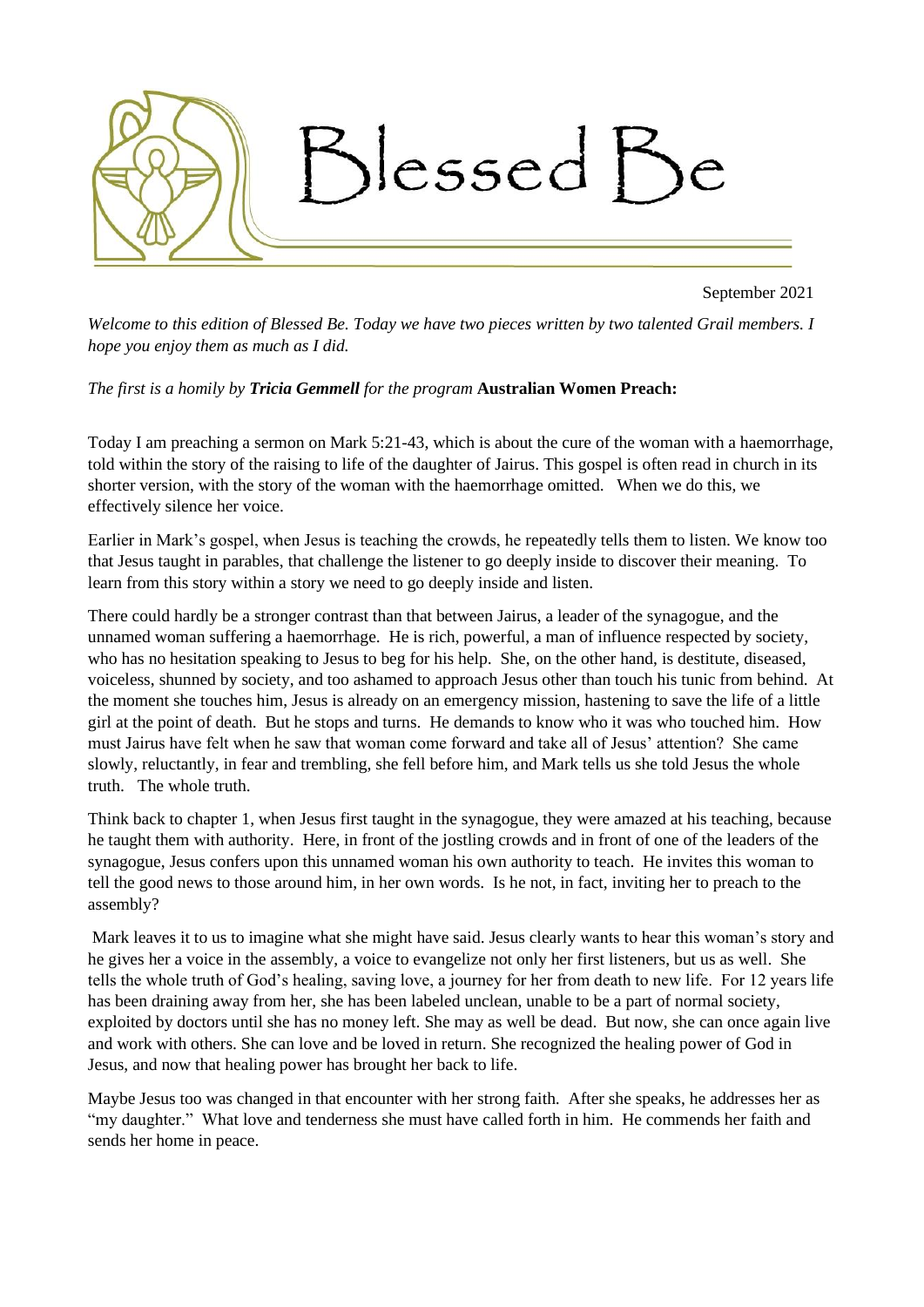# Blessed Be

September 2021

*Welcome to this edition of Blessed Be. Today we have two pieces written by two talented Grail members. I hope you enjoy them as much as I did.*

*The first is a homily by* ***Tricia Gemmell*** *for the program* **Australian Women Preach:**

Today I am preaching a sermon on Mark 5:21-43, which is about the cure of the woman with a haemorrhage, told within the story of the raising to life of the daughter of Jairus. This gospel is often read in church in its shorter version, with the story of the woman with the haemorrhage omitted. When we do this, we effectively silence her voice.

Earlier in Mark's gospel, when Jesus is teaching the crowds, he repeatedly tells them to listen. We know too that Jesus taught in parables, that challenge the listener to go deeply inside to discover their meaning. To learn from this story within a story we need to go deeply inside and listen.

There could hardly be a stronger contrast than that between Jairus, a leader of the synagogue, and the unnamed woman suffering a haemorrhage. He is rich, powerful, a man of influence respected by society, who has no hesitation speaking to Jesus to beg for his help. She, on the other hand, is destitute, diseased, voiceless, shunned by society, and too ashamed to approach Jesus other than touch his tunic from behind. At the moment she touches him, Jesus is already on an emergency mission, hastening to save the life of a little girl at the point of death. But he stops and turns. He demands to know who it was who touched him. How must Jairus have felt when he saw that woman come forward and take all of Jesus' attention? She came slowly, reluctantly, in fear and trembling, she fell before him, and Mark tells us she told Jesus the whole truth. The whole truth.

Think back to chapter 1, when Jesus first taught in the synagogue, they were amazed at his teaching, because he taught them with authority. Here, in front of the jostling crowds and in front of one of the leaders of the synagogue, Jesus confers upon this unnamed woman his own authority to teach. He invites this woman to tell the good news to those around him, in her own words. Is he not, in fact, inviting her to preach to the assembly?

Mark leaves it to us to imagine what she might have said. Jesus clearly wants to hear this woman's story and he gives her a voice in the assembly, a voice to evangelize not only her first listeners, but us as well. She tells the whole truth of God's healing, saving love, a journey for her from death to new life. For 12 years life has been draining away from her, she has been labeled unclean, unable to be a part of normal society, exploited by doctors until she has no money left. She may as well be dead. But now, she can once again live and work with others. She can love and be loved in return. She recognized the healing power of God in Jesus, and now that healing power has brought her back to life.

Maybe Jesus too was changed in that encounter with her strong faith. After she speaks, he addresses her as "my daughter." What love and tenderness she must have called forth in him. He commends her faith and sends her home in peace.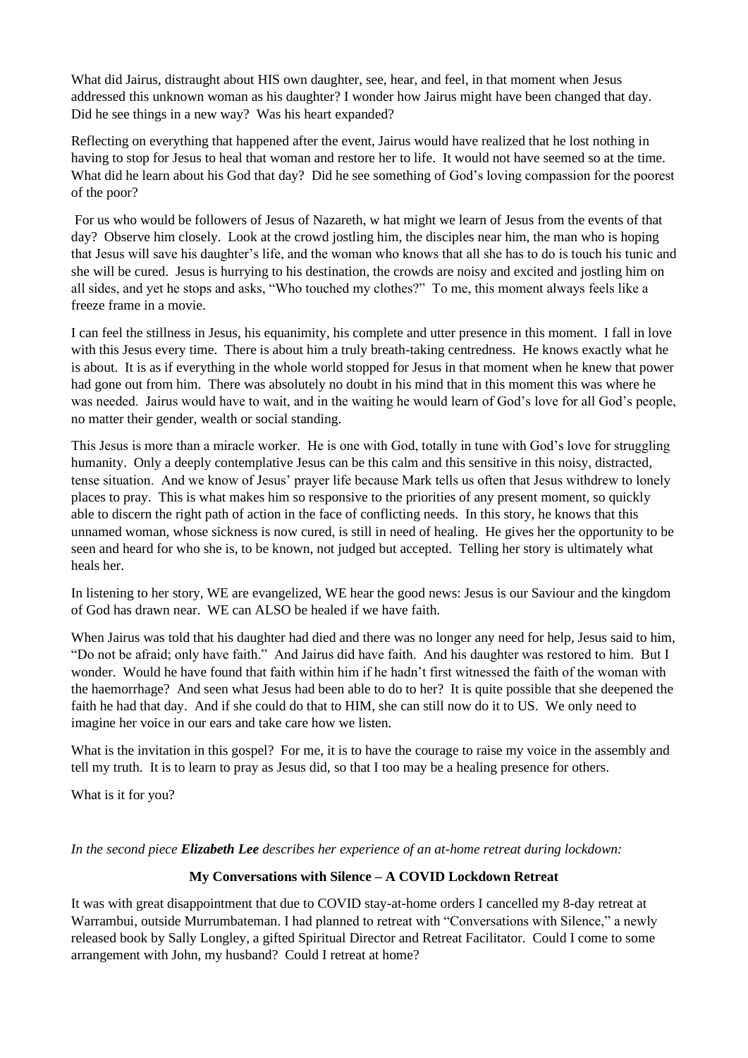What did Jairus, distraught about HIS own daughter, see, hear, and feel, in that moment when Jesus addressed this unknown woman as his daughter? I wonder how Jairus might have been changed that day. Did he see things in a new way? Was his heart expanded?

Reflecting on everything that happened after the event, Jairus would have realized that he lost nothing in having to stop for Jesus to heal that woman and restore her to life. It would not have seemed so at the time. What did he learn about his God that day? Did he see something of God's loving compassion for the poorest of the poor?

For us who would be followers of Jesus of Nazareth, w hat might we learn of Jesus from the events of that day? Observe him closely. Look at the crowd jostling him, the disciples near him, the man who is hoping that Jesus will save his daughter's life, and the woman who knows that all she has to do is touch his tunic and she will be cured. Jesus is hurrying to his destination, the crowds are noisy and excited and jostling him on all sides, and yet he stops and asks, "Who touched my clothes?" To me, this moment always feels like a freeze frame in a movie.

I can feel the stillness in Jesus, his equanimity, his complete and utter presence in this moment. I fall in love with this Jesus every time. There is about him a truly breath-taking centredness. He knows exactly what he is about. It is as if everything in the whole world stopped for Jesus in that moment when he knew that power had gone out from him. There was absolutely no doubt in his mind that in this moment this was where he was needed. Jairus would have to wait, and in the waiting he would learn of God's love for all God's people, no matter their gender, wealth or social standing.

This Jesus is more than a miracle worker. He is one with God, totally in tune with God's love for struggling humanity. Only a deeply contemplative Jesus can be this calm and this sensitive in this noisy, distracted, tense situation. And we know of Jesus' prayer life because Mark tells us often that Jesus withdrew to lonely places to pray. This is what makes him so responsive to the priorities of any present moment, so quickly able to discern the right path of action in the face of conflicting needs. In this story, he knows that this unnamed woman, whose sickness is now cured, is still in need of healing. He gives her the opportunity to be seen and heard for who she is, to be known, not judged but accepted. Telling her story is ultimately what heals her.

In listening to her story, WE are evangelized, WE hear the good news: Jesus is our Saviour and the kingdom of God has drawn near. WE can ALSO be healed if we have faith.

When Jairus was told that his daughter had died and there was no longer any need for help, Jesus said to him, "Do not be afraid; only have faith." And Jairus did have faith. And his daughter was restored to him. But I wonder. Would he have found that faith within him if he hadn't first witnessed the faith of the woman with the haemorrhage? And seen what Jesus had been able to do to her? It is quite possible that she deepened the faith he had that day. And if she could do that to HIM, she can still now do it to US. We only need to imagine her voice in our ears and take care how we listen.

What is the invitation in this gospel? For me, it is to have the courage to raise my voice in the assembly and tell my truth. It is to learn to pray as Jesus did, so that I too may be a healing presence for others.

What is it for you?

*In the second piece **Elizabeth Lee** describes her experience of an at-home retreat during lockdown:*

**My Conversations with Silence – A COVID Lockdown Retreat**

It was with great disappointment that due to COVID stay-at-home orders I cancelled my 8-day retreat at Warrambui, outside Murrumbateman. I had planned to retreat with "Conversations with Silence," a newly released book by Sally Longley, a gifted Spiritual Director and Retreat Facilitator. Could I come to some arrangement with John, my husband? Could I retreat at home?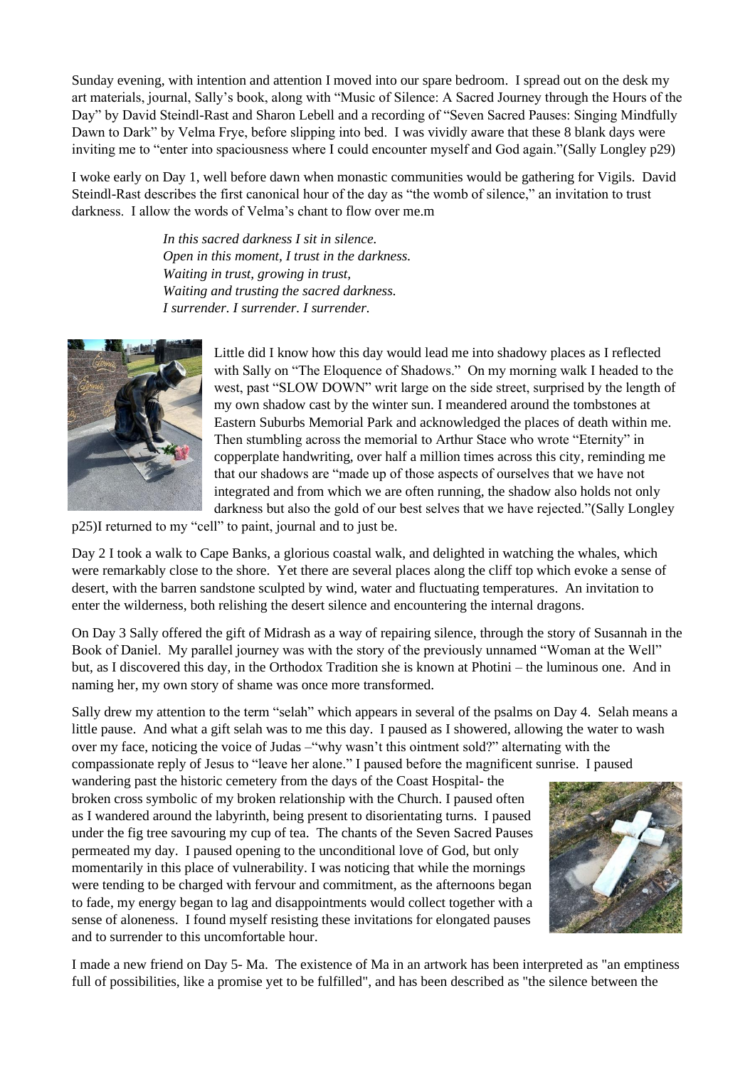Sunday evening, with intention and attention I moved into our spare bedroom. I spread out on the desk my art materials, journal, Sally's book, along with "Music of Silence: A Sacred Journey through the Hours of the Day" by David Steindl-Rast and Sharon Lebell and a recording of "Seven Sacred Pauses: Singing Mindfully Dawn to Dark" by Velma Frye, before slipping into bed. I was vividly aware that these 8 blank days were inviting me to "enter into spaciousness where I could encounter myself and God again."(Sally Longley p29)

I woke early on Day 1, well before dawn when monastic communities would be gathering for Vigils. David Steindl-Rast describes the first canonical hour of the day as "the womb of silence," an invitation to trust darkness. I allow the words of Velma's chant to flow over me.m

> *In this sacred darkness I sit in silence.*
> *Open in this moment, I trust in the darkness.*
> *Waiting in trust, growing in trust,*
> *Waiting and trusting the sacred darkness.*
> *I surrender. I surrender. I surrender.*

Little did I know how this day would lead me into shadowy places as I reflected with Sally on "The Eloquence of Shadows." On my morning walk I headed to the west, past "SLOW DOWN" writ large on the side street, surprised by the length of my own shadow cast by the winter sun. I meandered around the tombstones at Eastern Suburbs Memorial Park and acknowledged the places of death within me. Then stumbling across the memorial to Arthur Stace who wrote "Eternity" in copperplate handwriting, over half a million times across this city, reminding me that our shadows are "made up of those aspects of ourselves that we have not integrated and from which we are often running, the shadow also holds not only darkness but also the gold of our best selves that we have rejected."(Sally Longley p25)I returned to my "cell" to paint, journal and to just be.

Day 2 I took a walk to Cape Banks, a glorious coastal walk, and delighted in watching the whales, which were remarkably close to the shore. Yet there are several places along the cliff top which evoke a sense of desert, with the barren sandstone sculpted by wind, water and fluctuating temperatures. An invitation to enter the wilderness, both relishing the desert silence and encountering the internal dragons.

On Day 3 Sally offered the gift of Midrash as a way of repairing silence, through the story of Susannah in the Book of Daniel. My parallel journey was with the story of the previously unnamed "Woman at the Well" but, as I discovered this day, in the Orthodox Tradition she is known at Photini – the luminous one. And in naming her, my own story of shame was once more transformed.

Sally drew my attention to the term "selah" which appears in several of the psalms on Day 4. Selah means a little pause. And what a gift selah was to me this day. I paused as I showered, allowing the water to wash over my face, noticing the voice of Judas –"why wasn't this ointment sold?" alternating with the compassionate reply of Jesus to "leave her alone." I paused before the magnificent sunrise. I paused wandering past the historic cemetery from the days of the Coast Hospital- the broken cross symbolic of my broken relationship with the Church. I paused often as I wandered around the labyrinth, being present to disorientating turns. I paused under the fig tree savouring my cup of tea. The chants of the Seven Sacred Pauses permeated my day. I paused opening to the unconditional love of God, but only momentarily in this place of vulnerability. I was noticing that while the mornings were tending to be charged with fervour and commitment, as the afternoons began to fade, my energy began to lag and disappointments would collect together with a sense of aloneness. I found myself resisting these invitations for elongated pauses and to surrender to this uncomfortable hour.

I made a new friend on Day 5- Ma. The existence of Ma in an artwork has been interpreted as "an emptiness full of possibilities, like a promise yet to be fulfilled", and has been described as "the silence between the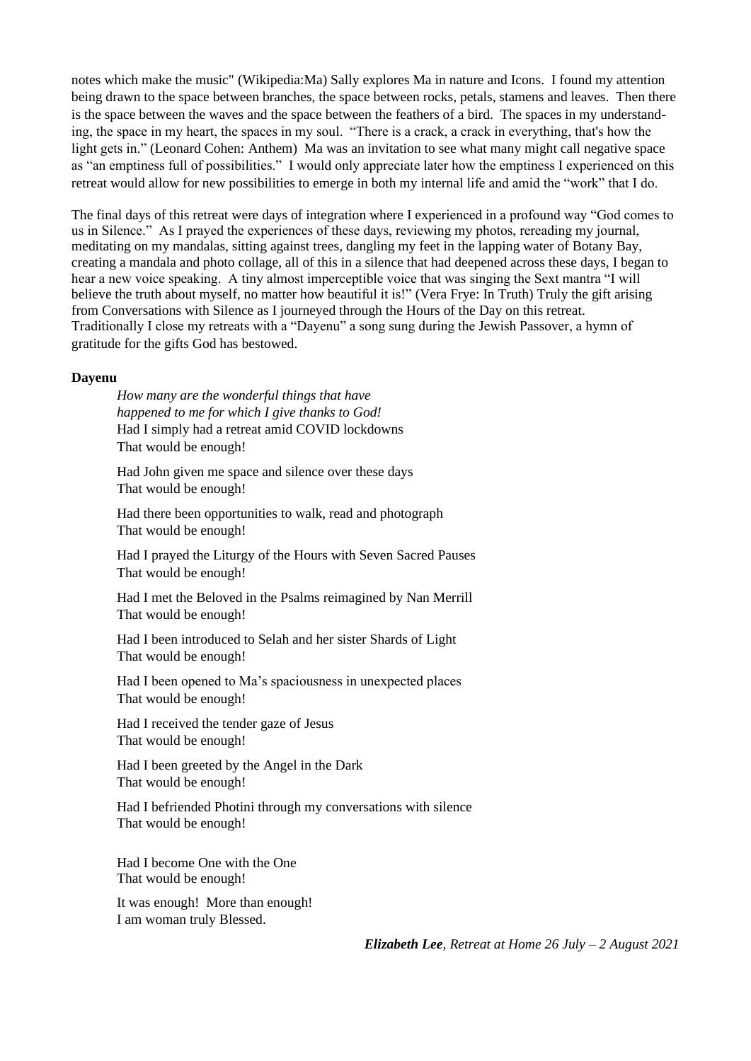notes which make the music" (Wikipedia:Ma) Sally explores Ma in nature and Icons. I found my attention being drawn to the space between branches, the space between rocks, petals, stamens and leaves. Then there is the space between the waves and the space between the feathers of a bird. The spaces in my understanding, the space in my heart, the spaces in my soul. "There is a crack, a crack in everything, that's how the light gets in." (Leonard Cohen: Anthem) Ma was an invitation to see what many might call negative space as "an emptiness full of possibilities." I would only appreciate later how the emptiness I experienced on this retreat would allow for new possibilities to emerge in both my internal life and amid the "work" that I do.

The final days of this retreat were days of integration where I experienced in a profound way "God comes to us in Silence." As I prayed the experiences of these days, reviewing my photos, rereading my journal, meditating on my mandalas, sitting against trees, dangling my feet in the lapping water of Botany Bay, creating a mandala and photo collage, all of this in a silence that had deepened across these days, I began to hear a new voice speaking. A tiny almost imperceptible voice that was singing the Sext mantra "I will believe the truth about myself, no matter how beautiful it is!" (Vera Frye: In Truth) Truly the gift arising from Conversations with Silence as I journeyed through the Hours of the Day on this retreat. Traditionally I close my retreats with a "Dayenu" a song sung during the Jewish Passover, a hymn of gratitude for the gifts God has bestowed.

**Dayenu**

*How many are the wonderful things that have*
*happened to me for which I give thanks to God!*
Had I simply had a retreat amid COVID lockdowns
That would be enough!

Had John given me space and silence over these days
That would be enough!

Had there been opportunities to walk, read and photograph
That would be enough!

Had I prayed the Liturgy of the Hours with Seven Sacred Pauses
That would be enough!

Had I met the Beloved in the Psalms reimagined by Nan Merrill
That would be enough!

Had I been introduced to Selah and her sister Shards of Light
That would be enough!

Had I been opened to Ma's spaciousness in unexpected places
That would be enough!

Had I received the tender gaze of Jesus
That would be enough!

Had I been greeted by the Angel in the Dark
That would be enough!

Had I befriended Photini through my conversations with silence
That would be enough!

Had I become One with the One
That would be enough!

It was enough! More than enough!
I am woman truly Blessed.

***Elizabeth Lee****, Retreat at Home 26 July – 2 August 2021*